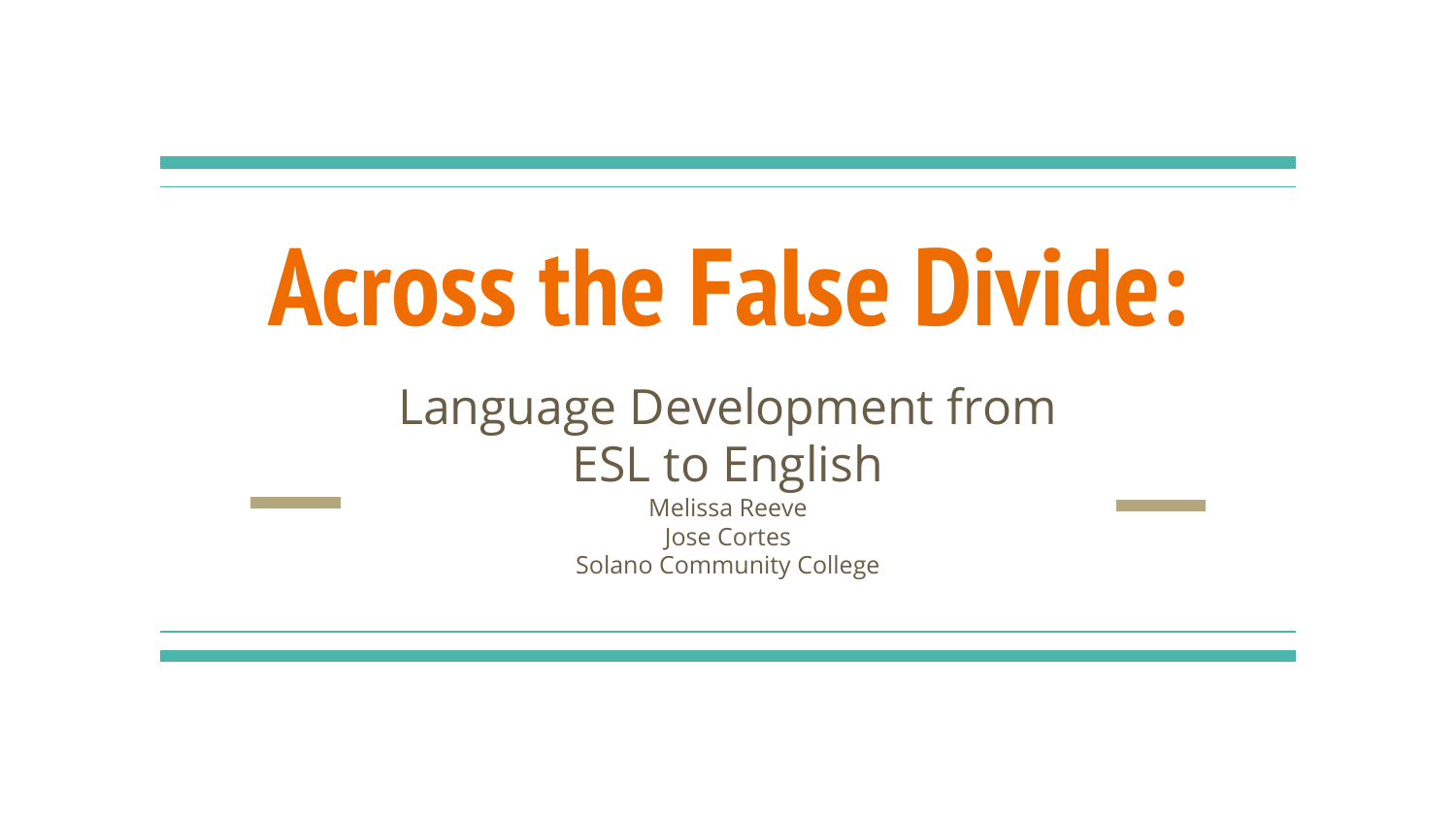# Across the False Divide:

## Language Development from ESL to English

Melissa Reeve

Jose Cortes

Solano Community College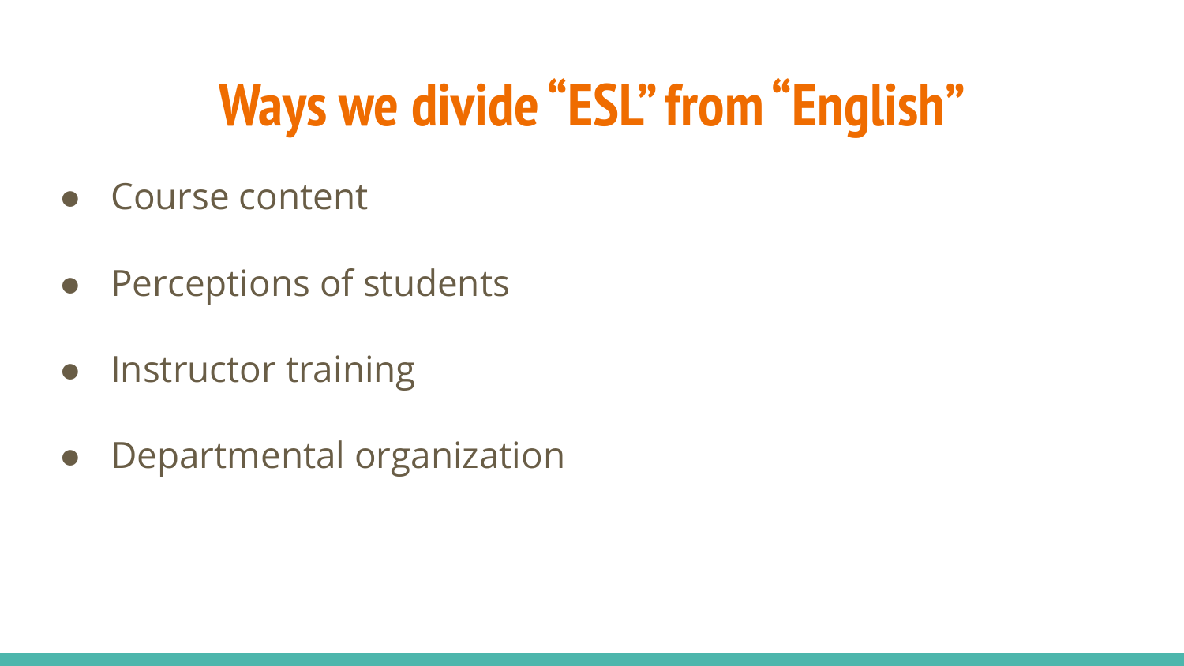# Ways we divide "ESL" from "English"

- Course content
- Perceptions of students
- Instructor training
- Departmental organization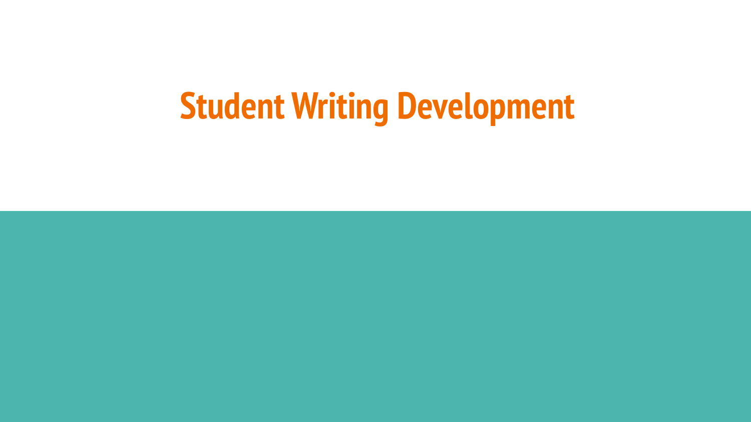# Student Writing Development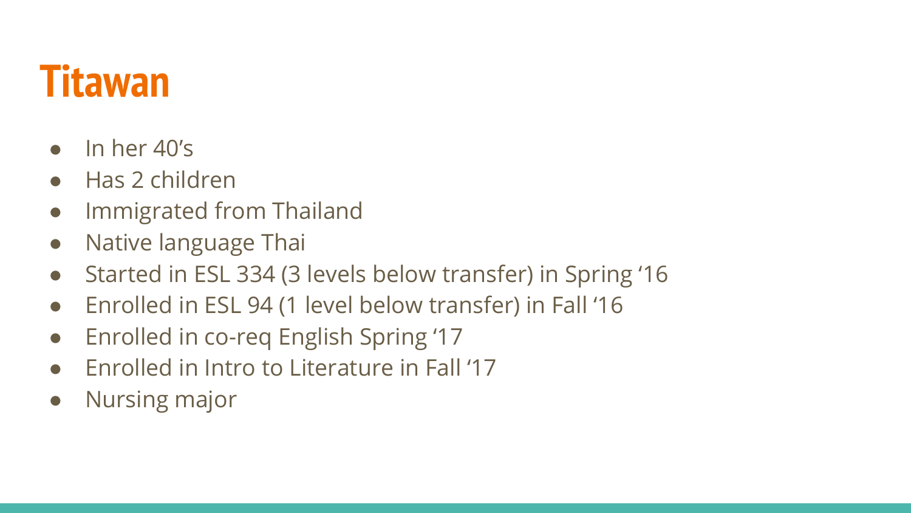# Titawan

- In her 40's
- Has 2 children
- Immigrated from Thailand
- Native language Thai
- Started in ESL 334 (3 levels below transfer) in Spring '16
- Enrolled in ESL 94 (1 level below transfer) in Fall '16
- Enrolled in co-req English Spring '17
- Enrolled in Intro to Literature in Fall '17
- Nursing major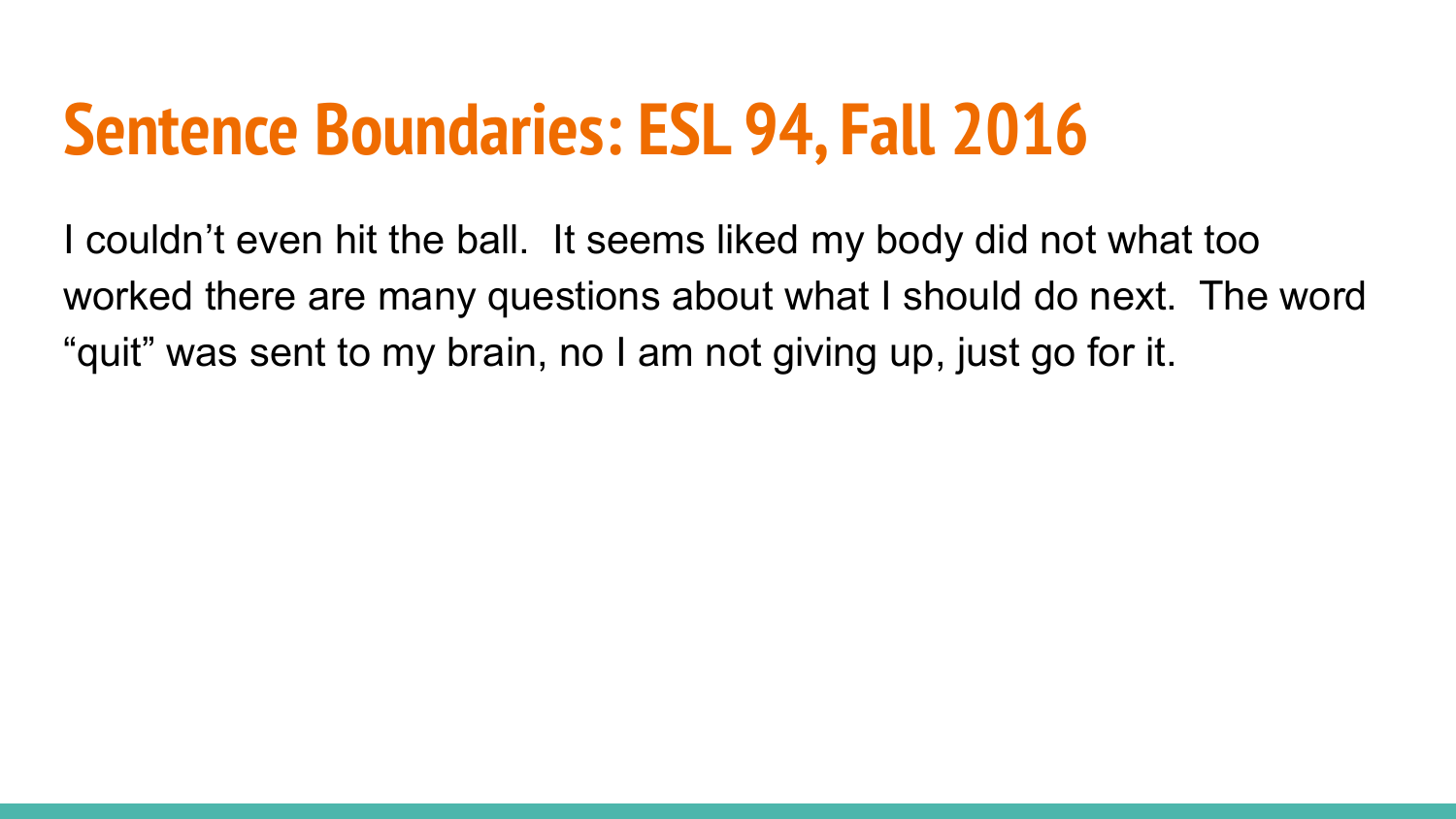# Sentence Boundaries: ESL 94, Fall 2016

I couldn't even hit the ball.  It seems liked my body did not what too worked there are many questions about what I should do next.  The word "quit" was sent to my brain, no I am not giving up, just go for it.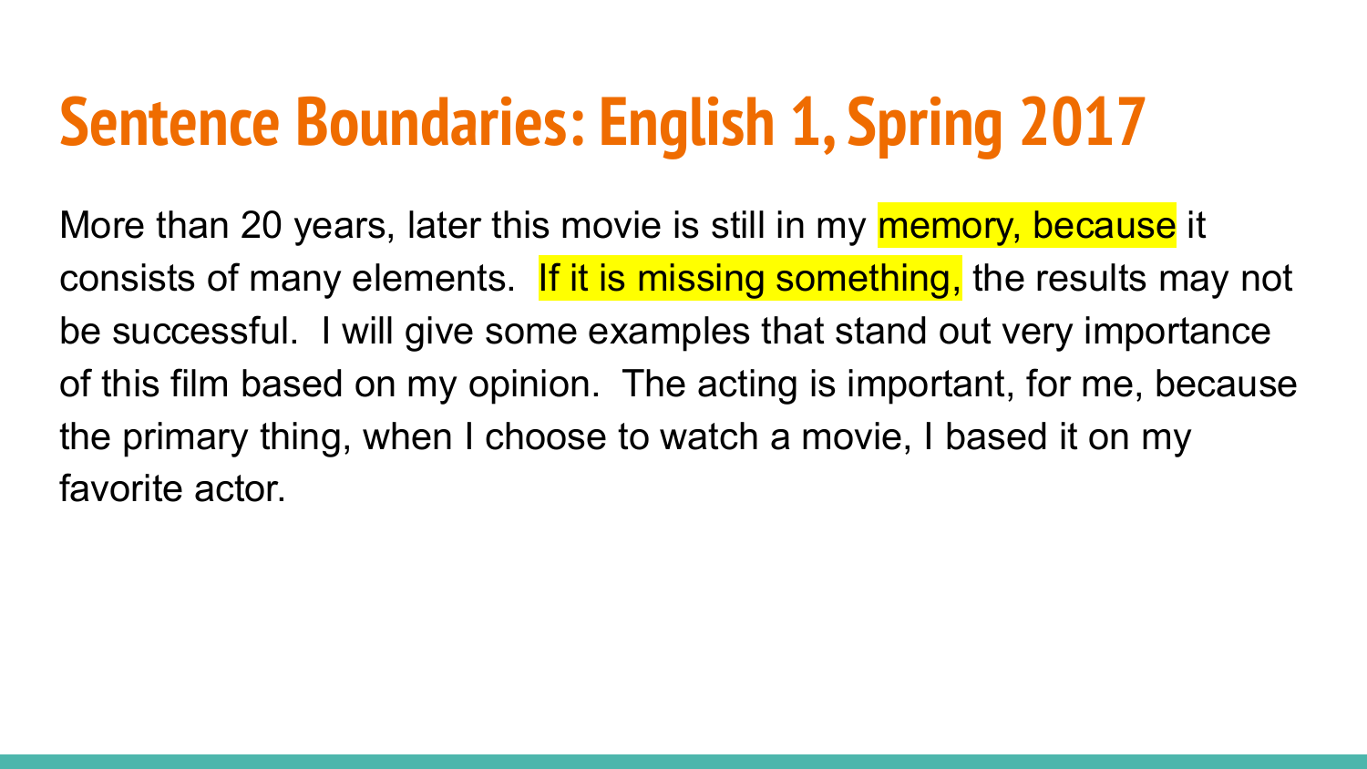# Sentence Boundaries: English 1, Spring 2017

More than 20 years, later this movie is still in my memory, because it consists of many elements.  If it is missing something, the results may not be successful.  I will give some examples that stand out very importance of this film based on my opinion.  The acting is important, for me, because the primary thing, when I choose to watch a movie, I based it on my favorite actor.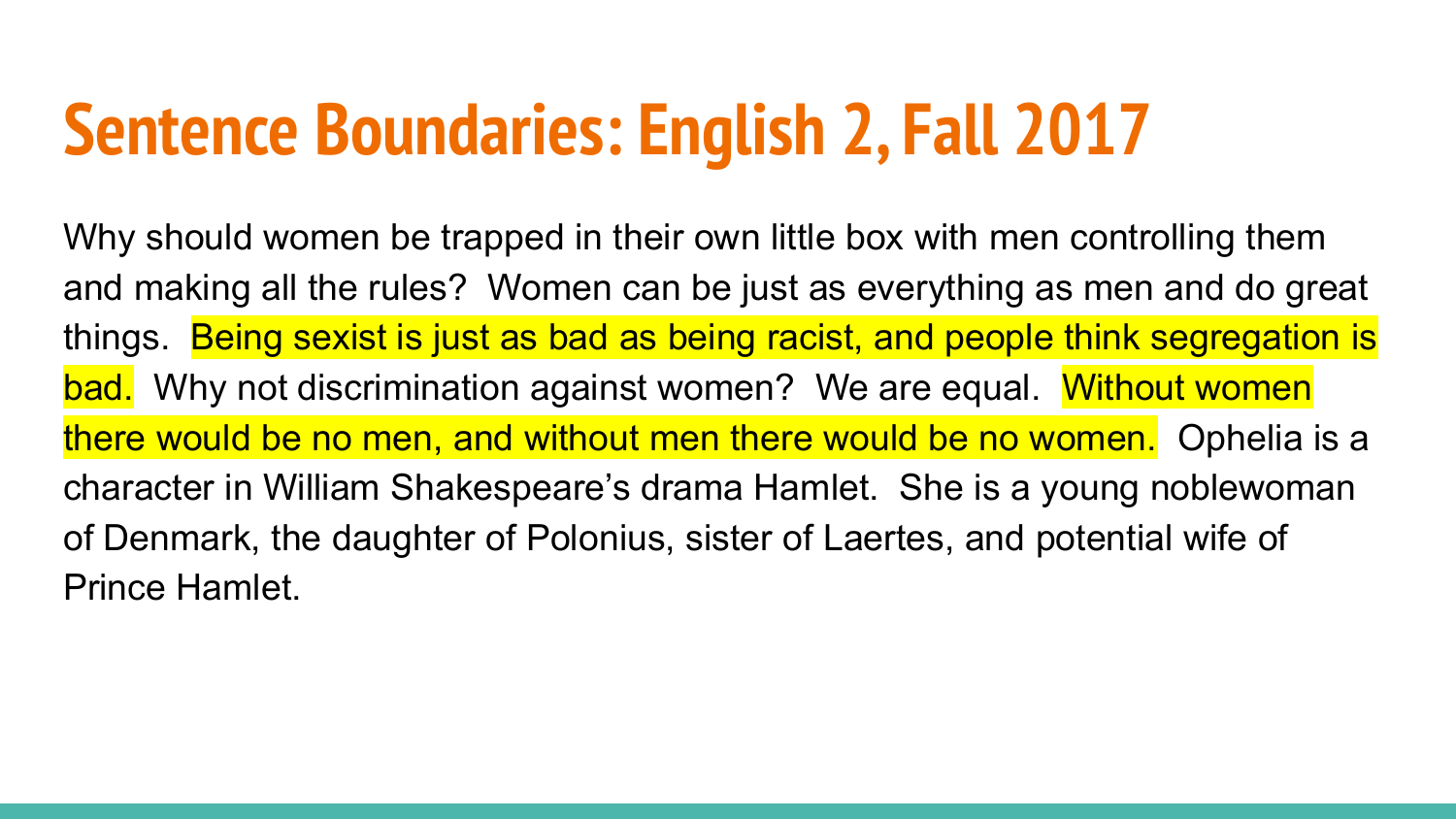# Sentence Boundaries: English 2, Fall 2017

Why should women be trapped in their own little box with men controlling them and making all the rules? Women can be just as everything as men and do great things. Being sexist is just as bad as being racist, and people think segregation is bad. Why not discrimination against women? We are equal. Without women there would be no men, and without men there would be no women. Ophelia is a character in William Shakespeare's drama Hamlet. She is a young noblewoman of Denmark, the daughter of Polonius, sister of Laertes, and potential wife of Prince Hamlet.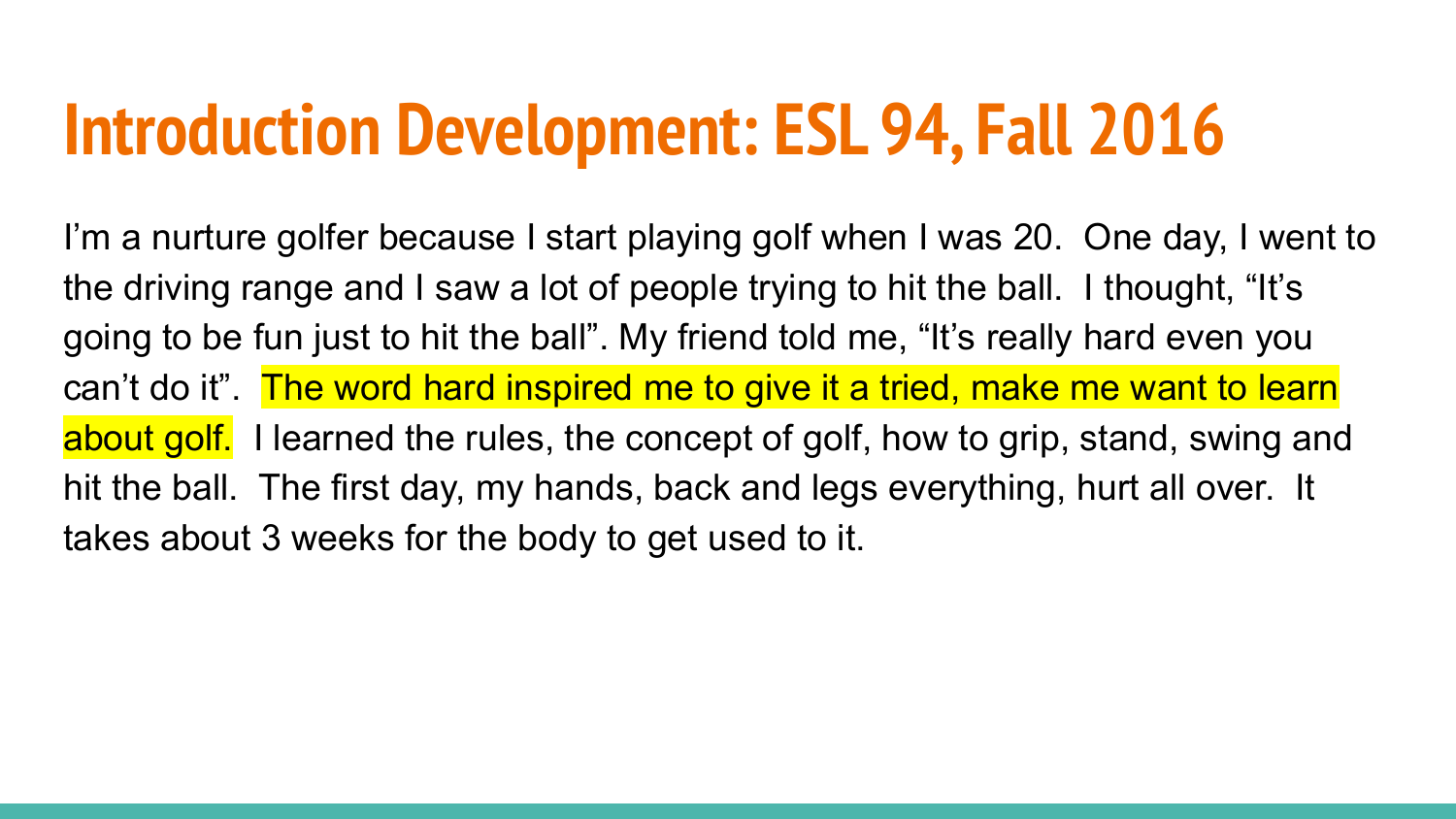# Introduction Development: ESL 94, Fall 2016

I'm a nurture golfer because I start playing golf when I was 20.  One day, I went to the driving range and I saw a lot of people trying to hit the ball.  I thought, "It's going to be fun just to hit the ball". My friend told me, "It's really hard even you can't do it".  The word hard inspired me to give it a tried, make me want to learn about golf.  I learned the rules, the concept of golf, how to grip, stand, swing and hit the ball.  The first day, my hands, back and legs everything, hurt all over.  It takes about 3 weeks for the body to get used to it.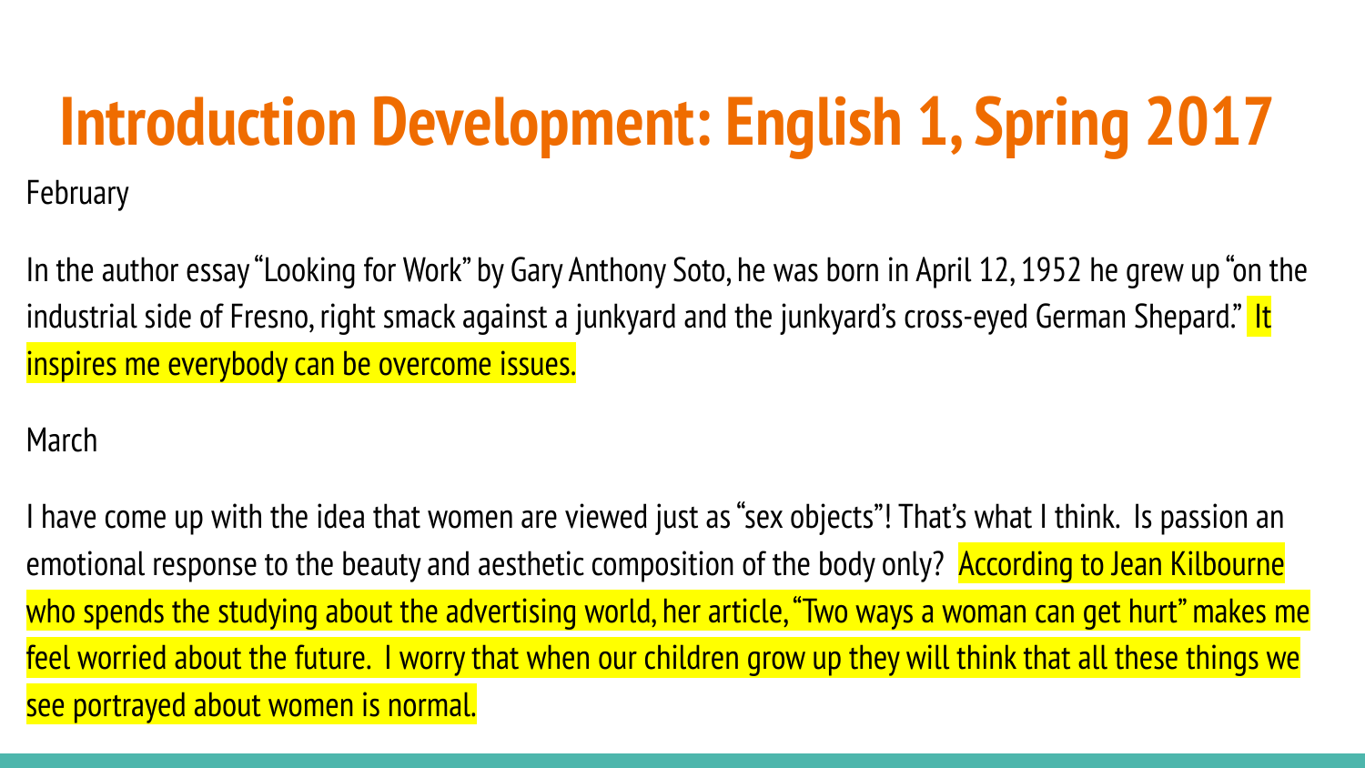# Introduction Development: English 1, Spring 2017

February

In the author essay "Looking for Work" by Gary Anthony Soto, he was born in April 12, 1952 he grew up "on the industrial side of Fresno, right smack against a junkyard and the junkyard's cross-eyed German Shepard." It inspires me everybody can be overcome issues.

March

I have come up with the idea that women are viewed just as "sex objects"! That's what I think. Is passion an emotional response to the beauty and aesthetic composition of the body only? According to Jean Kilbourne who spends the studying about the advertising world, her article, "Two ways a woman can get hurt" makes me feel worried about the future. I worry that when our children grow up they will think that all these things we see portrayed about women is normal.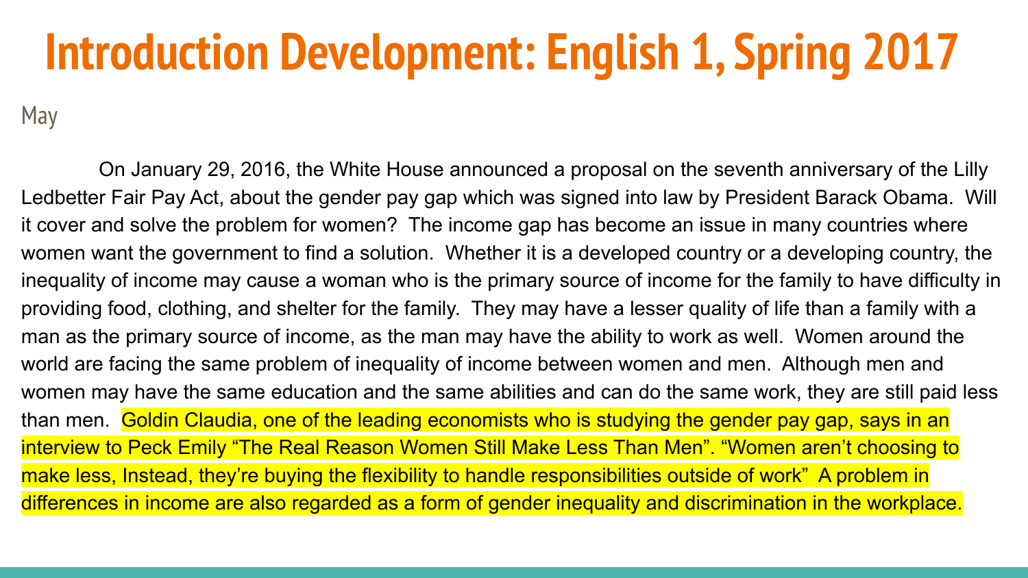# Introduction Development: English 1, Spring 2017

May

On January 29, 2016, the White House announced a proposal on the seventh anniversary of the Lilly Ledbetter Fair Pay Act, about the gender pay gap which was signed into law by President Barack Obama. Will it cover and solve the problem for women? The income gap has become an issue in many countries where women want the government to find a solution. Whether it is a developed country or a developing country, the inequality of income may cause a woman who is the primary source of income for the family to have difficulty in providing food, clothing, and shelter for the family. They may have a lesser quality of life than a family with a man as the primary source of income, as the man may have the ability to work as well. Women around the world are facing the same problem of inequality of income between women and men. Although men and women may have the same education and the same abilities and can do the same work, they are still paid less than men. Goldin Claudia, one of the leading economists who is studying the gender pay gap, says in an interview to Peck Emily "The Real Reason Women Still Make Less Than Men". "Women aren't choosing to make less, Instead, they're buying the flexibility to handle responsibilities outside of work" A problem in differences in income are also regarded as a form of gender inequality and discrimination in the workplace.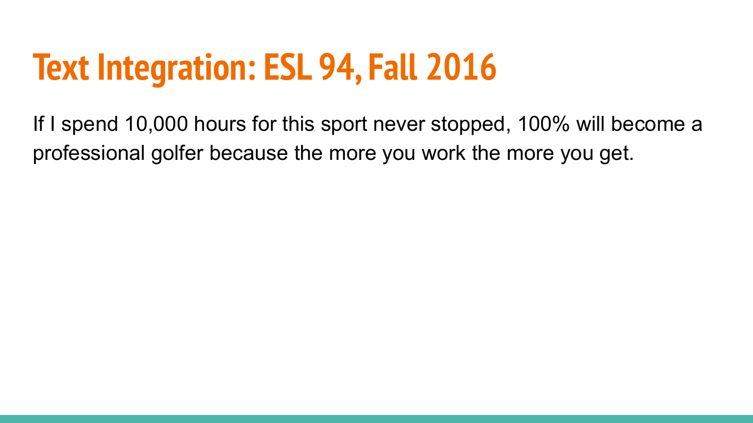# Text Integration: ESL 94, Fall 2016

If I spend 10,000 hours for this sport never stopped, 100% will become a professional golfer because the more you work the more you get.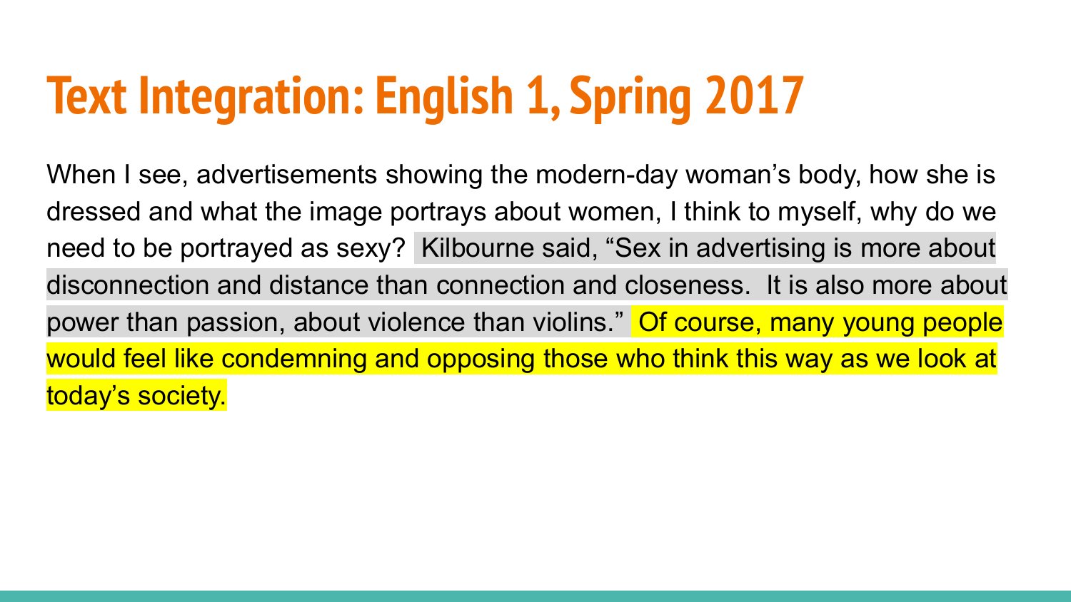# Text Integration: English 1, Spring 2017

When I see, advertisements showing the modern-day woman's body, how she is dressed and what the image portrays about women, I think to myself, why do we need to be portrayed as sexy?  Kilbourne said, "Sex in advertising is more about disconnection and distance than connection and closeness.  It is also more about power than passion, about violence than violins."  Of course, many young people would feel like condemning and opposing those who think this way as we look at today's society.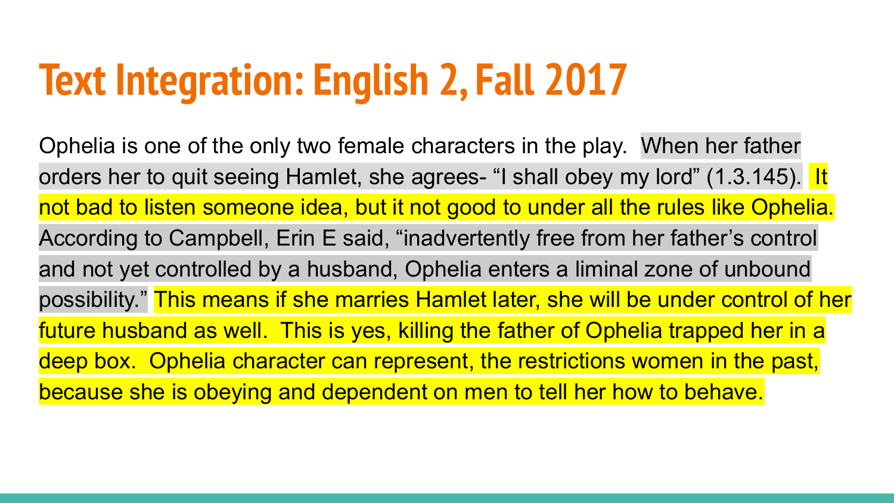# Text Integration: English 2, Fall 2017

Ophelia is one of the only two female characters in the play. When her father orders her to quit seeing Hamlet, she agrees- “I shall obey my lord” (1.3.145). It not bad to listen someone idea, but it not good to under all the rules like Ophelia. According to Campbell, Erin E said, “inadvertently free from her father’s control and not yet controlled by a husband, Ophelia enters a liminal zone of unbound possibility.” This means if she marries Hamlet later, she will be under control of her future husband as well. This is yes, killing the father of Ophelia trapped her in a deep box. Ophelia character can represent, the restrictions women in the past, because she is obeying and dependent on men to tell her how to behave.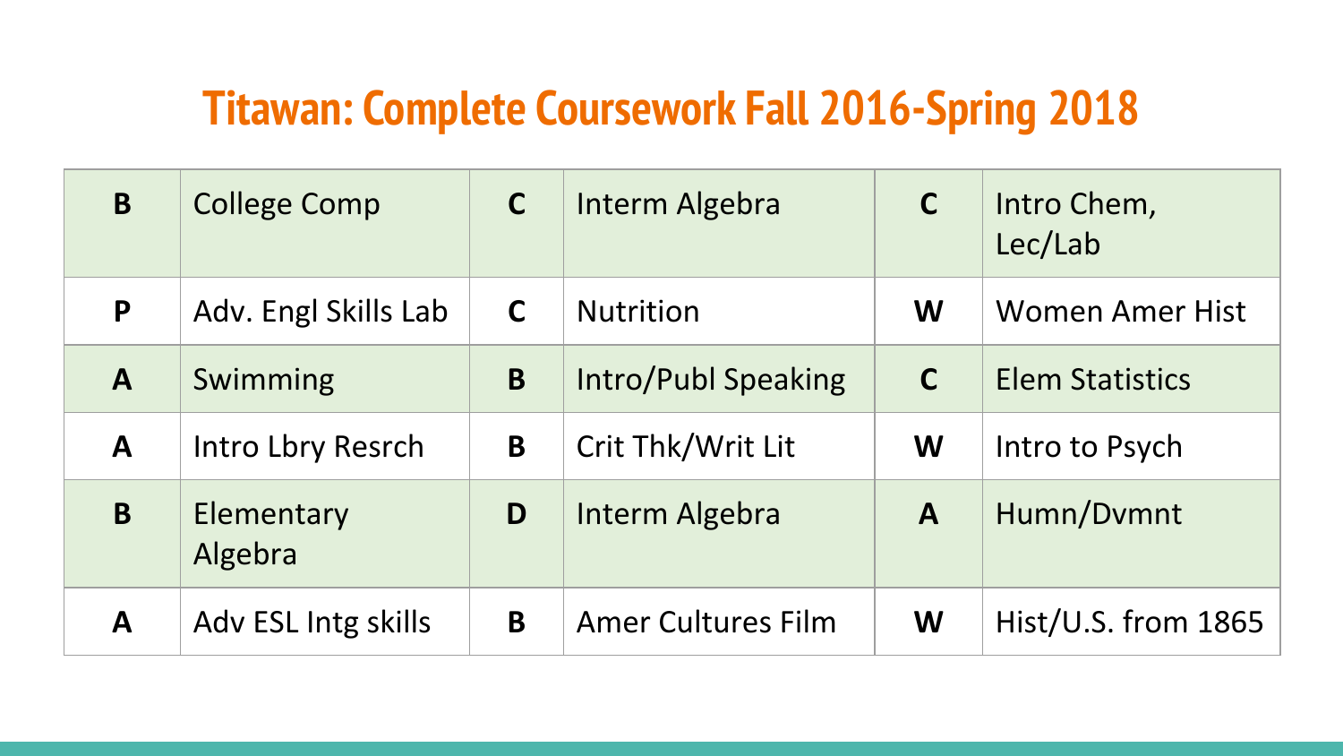# Titawan: Complete Coursework Fall 2016-Spring 2018

| | | | | | |
|---|---|---|---|---|---|
| **B** | College Comp | **C** | Interm Algebra | **C** | Intro Chem, Lec/Lab |
| **P** | Adv. Engl Skills Lab | **C** | Nutrition | **W** | Women Amer Hist |
| **A** | Swimming | **B** | Intro/Publ Speaking | **C** | Elem Statistics |
| **A** | Intro Lbry Resrch | **B** | Crit Thk/Writ Lit | **W** | Intro to Psych |
| **B** | Elementary Algebra | **D** | Interm Algebra | **A** | Humn/Dvmnt |
| **A** | Adv ESL Intg skills | **B** | Amer Cultures Film | **W** | Hist/U.S. from 1865 |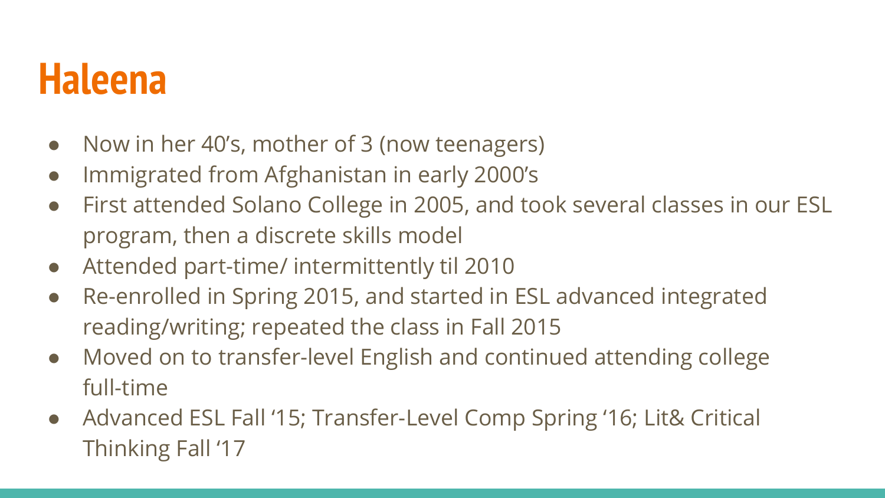# Haleena

- Now in her 40's, mother of 3 (now teenagers)
- Immigrated from Afghanistan in early 2000's
- First attended Solano College in 2005, and took several classes in our ESL program, then a discrete skills model
- Attended part-time/ intermittently til 2010
- Re-enrolled in Spring 2015, and started in ESL advanced integrated reading/writing; repeated the class in Fall 2015
- Moved on to transfer-level English and continued attending college full-time
- Advanced ESL Fall '15; Transfer-Level Comp Spring '16; Lit& Critical Thinking Fall '17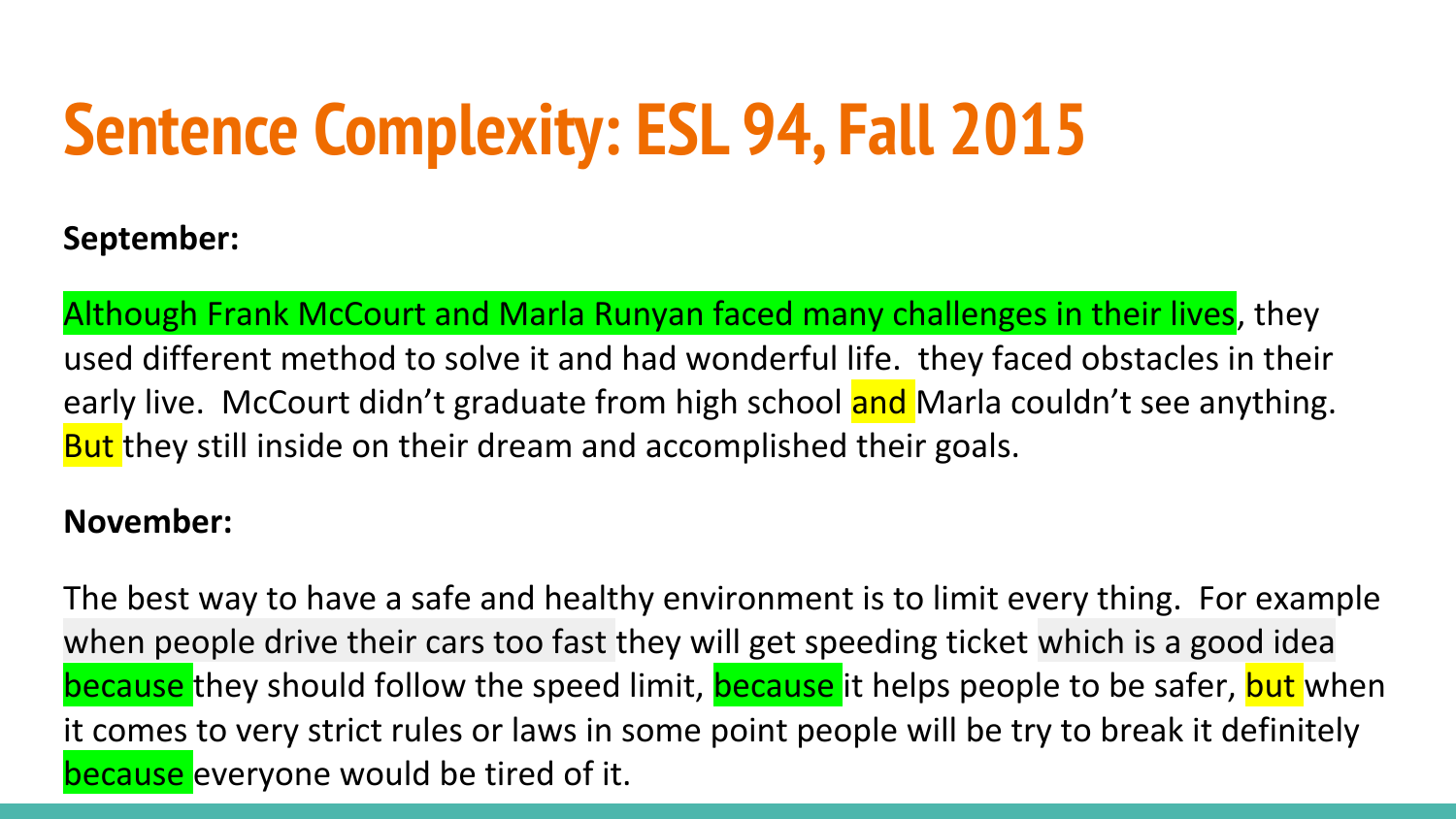# Sentence Complexity: ESL 94, Fall 2015

**September:**

Although Frank McCourt and Marla Runyan faced many challenges in their lives, they used different method to solve it and had wonderful life. they faced obstacles in their early live. McCourt didn't graduate from high school and Marla couldn't see anything. But they still inside on their dream and accomplished their goals.

**November:**

The best way to have a safe and healthy environment is to limit every thing. For example when people drive their cars too fast they will get speeding ticket which is a good idea because they should follow the speed limit, because it helps people to be safer, but when it comes to very strict rules or laws in some point people will be try to break it definitely because everyone would be tired of it.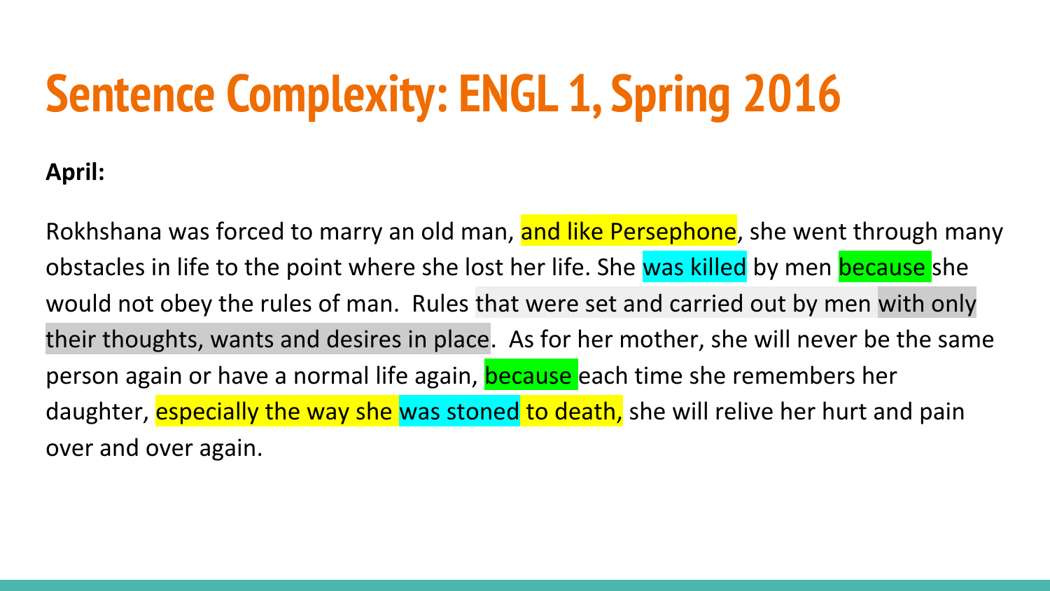# Sentence Complexity: ENGL 1, Spring 2016

**April:**

Rokhshana was forced to marry an old man, and like Persephone, she went through many obstacles in life to the point where she lost her life. She was killed by men because she would not obey the rules of man. Rules that were set and carried out by men with only their thoughts, wants and desires in place. As for her mother, she will never be the same person again or have a normal life again, because each time she remembers her daughter, especially the way she was stoned to death, she will relive her hurt and pain over and over again.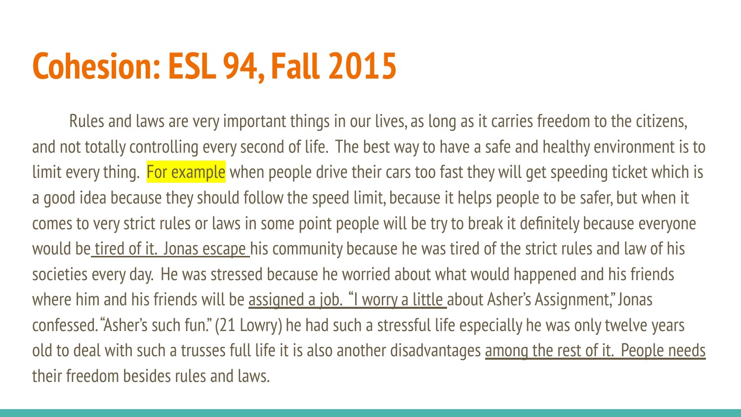# Cohesion: ESL 94, Fall 2015

Rules and laws are very important things in our lives, as long as it carries freedom to the citizens, and not totally controlling every second of life.  The best way to have a safe and healthy environment is to limit every thing.  For example when people drive their cars too fast they will get speeding ticket which is a good idea because they should follow the speed limit, because it helps people to be safer, but when it comes to very strict rules or laws in some point people will be try to break it definitely because everyone would be tired of it.  Jonas escape his community because he was tired of the strict rules and law of his societies every day.  He was stressed because he worried about what would happened and his friends where him and his friends will be assigned a job.  "I worry a little about Asher's Assignment," Jonas confessed. "Asher's such fun." (21 Lowry) he had such a stressful life especially he was only twelve years old to deal with such a trusses full life it is also another disadvantages among the rest of it.  People needs their freedom besides rules and laws.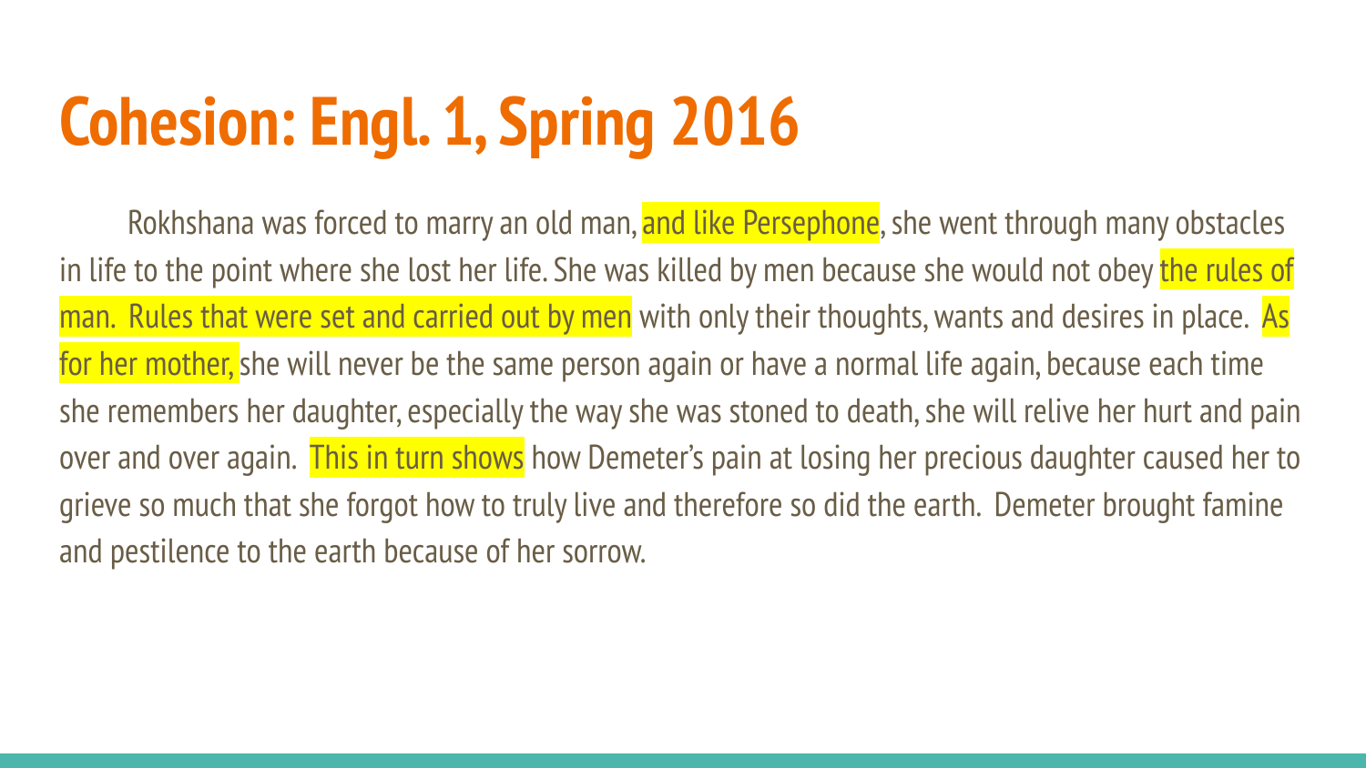# Cohesion: Engl. 1, Spring 2016

Rokhshana was forced to marry an old man, and like Persephone, she went through many obstacles in life to the point where she lost her life. She was killed by men because she would not obey the rules of man. Rules that were set and carried out by men with only their thoughts, wants and desires in place. As for her mother, she will never be the same person again or have a normal life again, because each time she remembers her daughter, especially the way she was stoned to death, she will relive her hurt and pain over and over again. This in turn shows how Demeter's pain at losing her precious daughter caused her to grieve so much that she forgot how to truly live and therefore so did the earth. Demeter brought famine and pestilence to the earth because of her sorrow.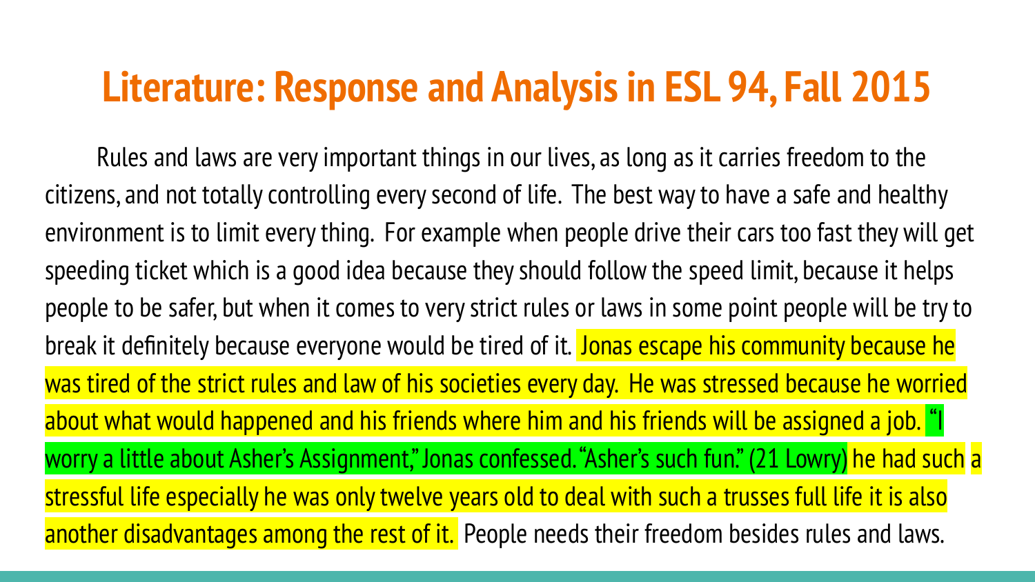# Literature: Response and Analysis in ESL 94, Fall 2015

Rules and laws are very important things in our lives, as long as it carries freedom to the citizens, and not totally controlling every second of life. The best way to have a safe and healthy environment is to limit every thing. For example when people drive their cars too fast they will get speeding ticket which is a good idea because they should follow the speed limit, because it helps people to be safer, but when it comes to very strict rules or laws in some point people will be try to break it definitely because everyone would be tired of it. Jonas escape his community because he was tired of the strict rules and law of his societies every day. He was stressed because he worried about what would happened and his friends where him and his friends will be assigned a job. "I worry a little about Asher's Assignment," Jonas confessed. "Asher's such fun." (21 Lowry) he had such a stressful life especially he was only twelve years old to deal with such a trusses full life it is also another disadvantages among the rest of it. People needs their freedom besides rules and laws.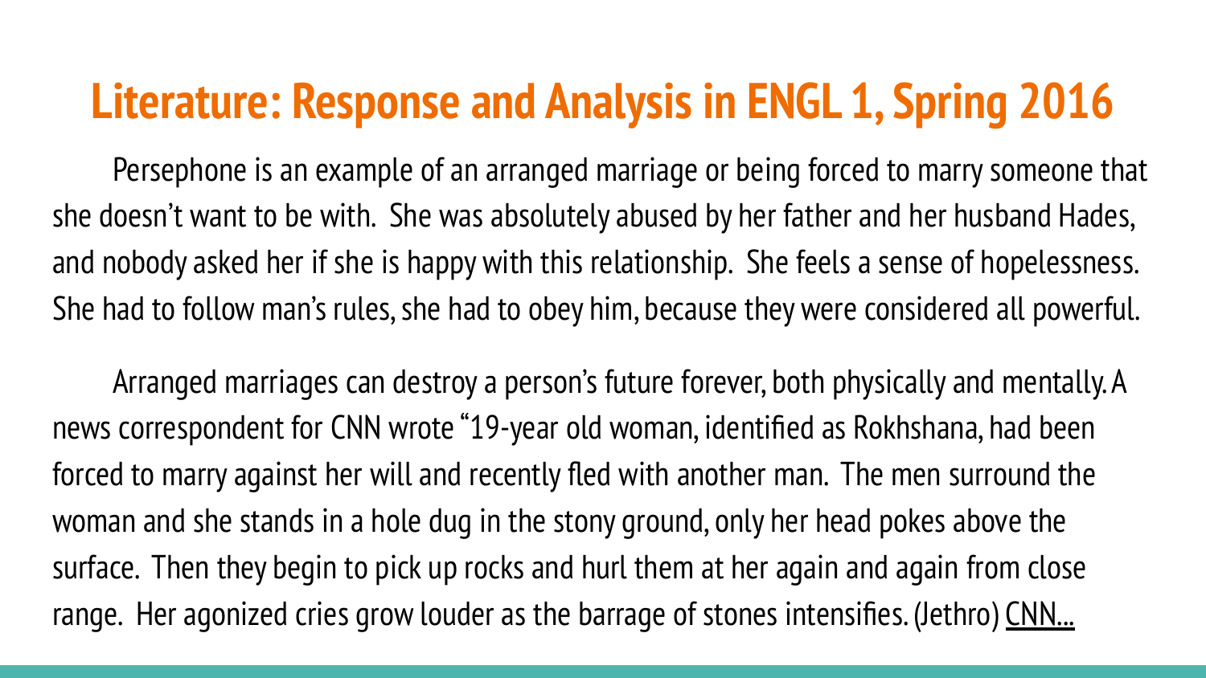# Literature: Response and Analysis in ENGL 1, Spring 2016

Persephone is an example of an arranged marriage or being forced to marry someone that she doesn't want to be with. She was absolutely abused by her father and her husband Hades, and nobody asked her if she is happy with this relationship. She feels a sense of hopelessness. She had to follow man's rules, she had to obey him, because they were considered all powerful.

Arranged marriages can destroy a person's future forever, both physically and mentally. A news correspondent for CNN wrote "19-year old woman, identified as Rokhshana, had been forced to marry against her will and recently fled with another man. The men surround the woman and she stands in a hole dug in the stony ground, only her head pokes above the surface. Then they begin to pick up rocks and hurl them at her again and again from close range. Her agonized cries grow louder as the barrage of stones intensifies. (Jethro) CNN...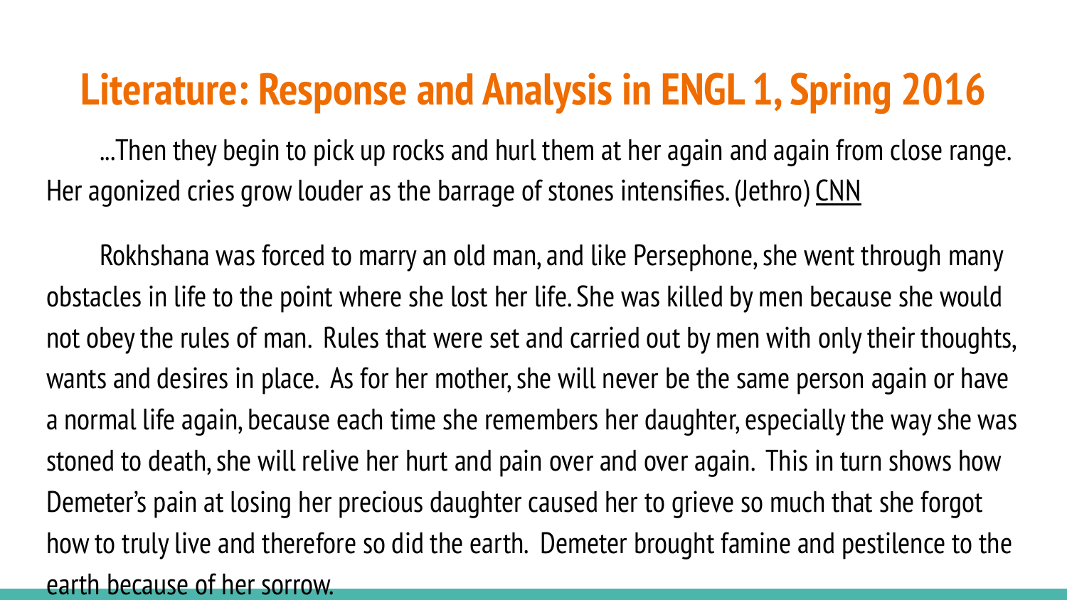# Literature: Response and Analysis in ENGL 1, Spring 2016

...Then they begin to pick up rocks and hurl them at her again and again from close range. Her agonized cries grow louder as the barrage of stones intensifies. (Jethro) CNN

Rokhshana was forced to marry an old man, and like Persephone, she went through many obstacles in life to the point where she lost her life. She was killed by men because she would not obey the rules of man. Rules that were set and carried out by men with only their thoughts, wants and desires in place. As for her mother, she will never be the same person again or have a normal life again, because each time she remembers her daughter, especially the way she was stoned to death, she will relive her hurt and pain over and over again. This in turn shows how Demeter's pain at losing her precious daughter caused her to grieve so much that she forgot how to truly live and therefore so did the earth. Demeter brought famine and pestilence to the earth because of her sorrow.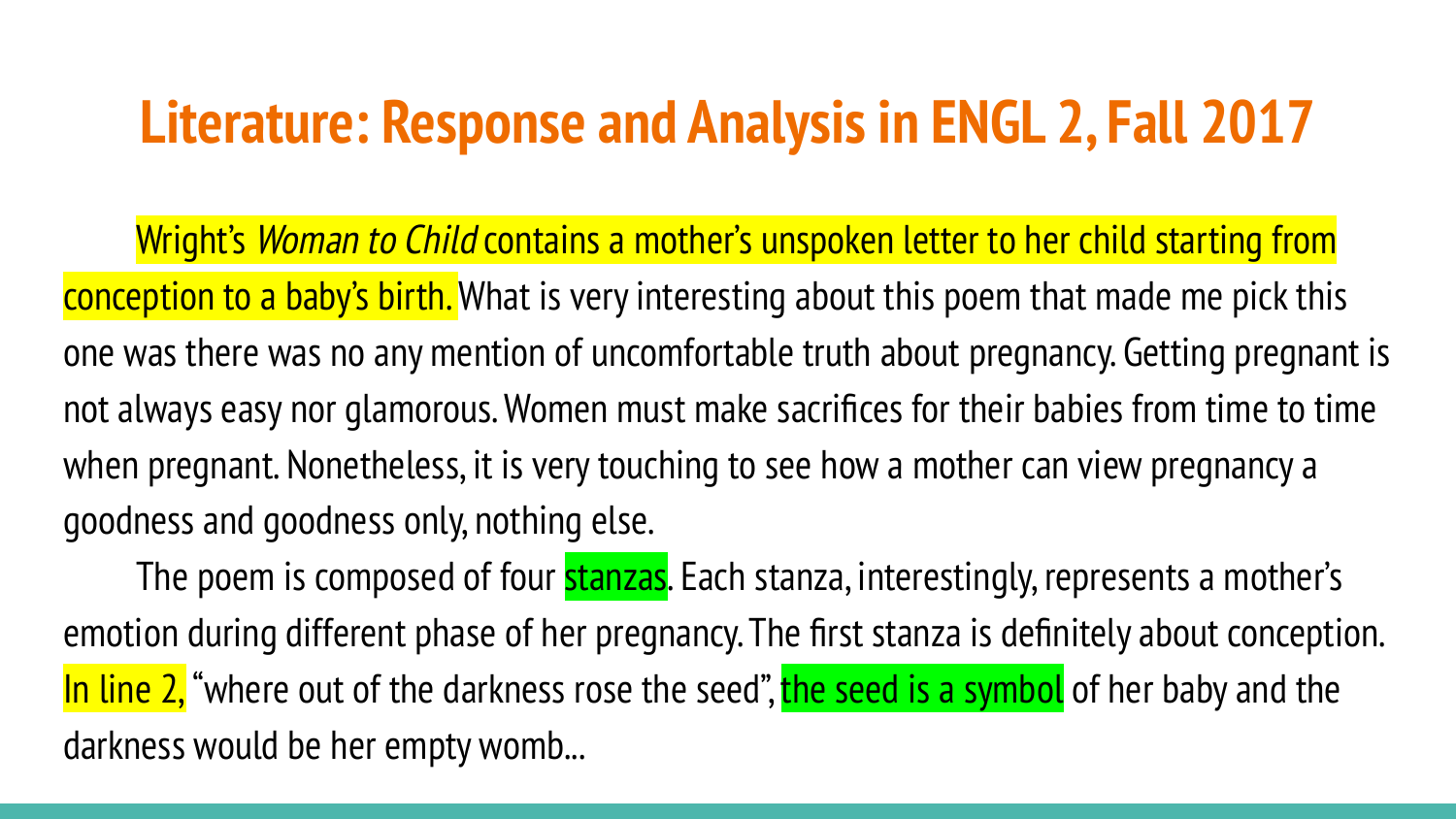# Literature: Response and Analysis in ENGL 2, Fall 2017

Wright's *Woman to Child* contains a mother's unspoken letter to her child starting from conception to a baby's birth. What is very interesting about this poem that made me pick this one was there was no any mention of uncomfortable truth about pregnancy. Getting pregnant is not always easy nor glamorous. Women must make sacrifices for their babies from time to time when pregnant. Nonetheless, it is very touching to see how a mother can view pregnancy a goodness and goodness only, nothing else.

The poem is composed of four stanzas. Each stanza, interestingly, represents a mother's emotion during different phase of her pregnancy. The first stanza is definitely about conception. In line 2, "where out of the darkness rose the seed", the seed is a symbol of her baby and the darkness would be her empty womb...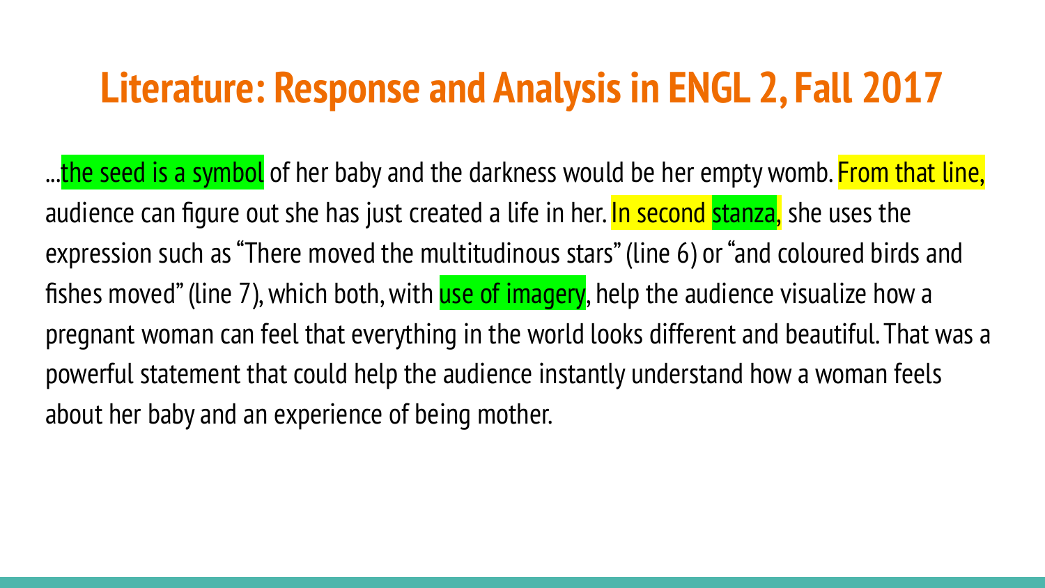# Literature: Response and Analysis in ENGL 2, Fall 2017

...the seed is a symbol of her baby and the darkness would be her empty womb. From that line, audience can figure out she has just created a life in her. In second stanza, she uses the expression such as "There moved the multitudinous stars" (line 6) or "and coloured birds and fishes moved" (line 7), which both, with use of imagery, help the audience visualize how a pregnant woman can feel that everything in the world looks different and beautiful. That was a powerful statement that could help the audience instantly understand how a woman feels about her baby and an experience of being mother.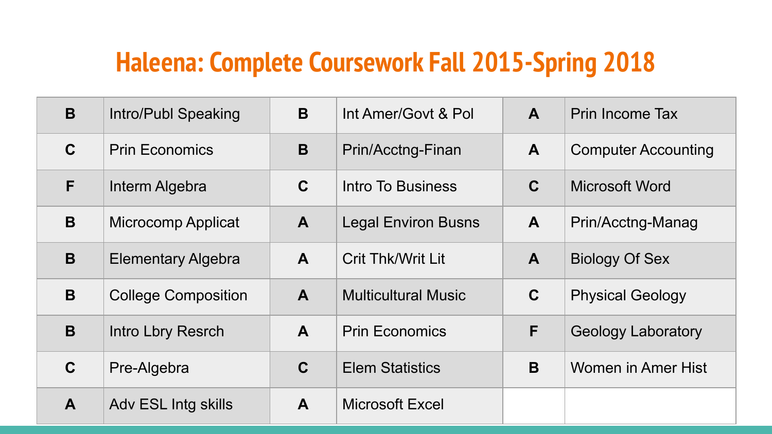# Haleena: Complete Coursework Fall 2015-Spring 2018

| | | | | | |
|---|---|---|---|---|---|
| B | Intro/Publ Speaking | B | Int Amer/Govt & Pol | A | Prin Income Tax |
| C | Prin Economics | B | Prin/Acctng-Finan | A | Computer Accounting |
| F | Interm Algebra | C | Intro To Business | C | Microsoft Word |
| B | Microcomp Applicat | A | Legal Environ Busns | A | Prin/Acctng-Manag |
| B | Elementary Algebra | A | Crit Thk/Writ Lit | A | Biology Of Sex |
| B | College Composition | A | Multicultural Music | C | Physical Geology |
| B | Intro Lbry Resrch | A | Prin Economics | F | Geology Laboratory |
| C | Pre-Algebra | C | Elem Statistics | B | Women in Amer Hist |
| A | Adv ESL Intg skills | A | Microsoft Excel | | |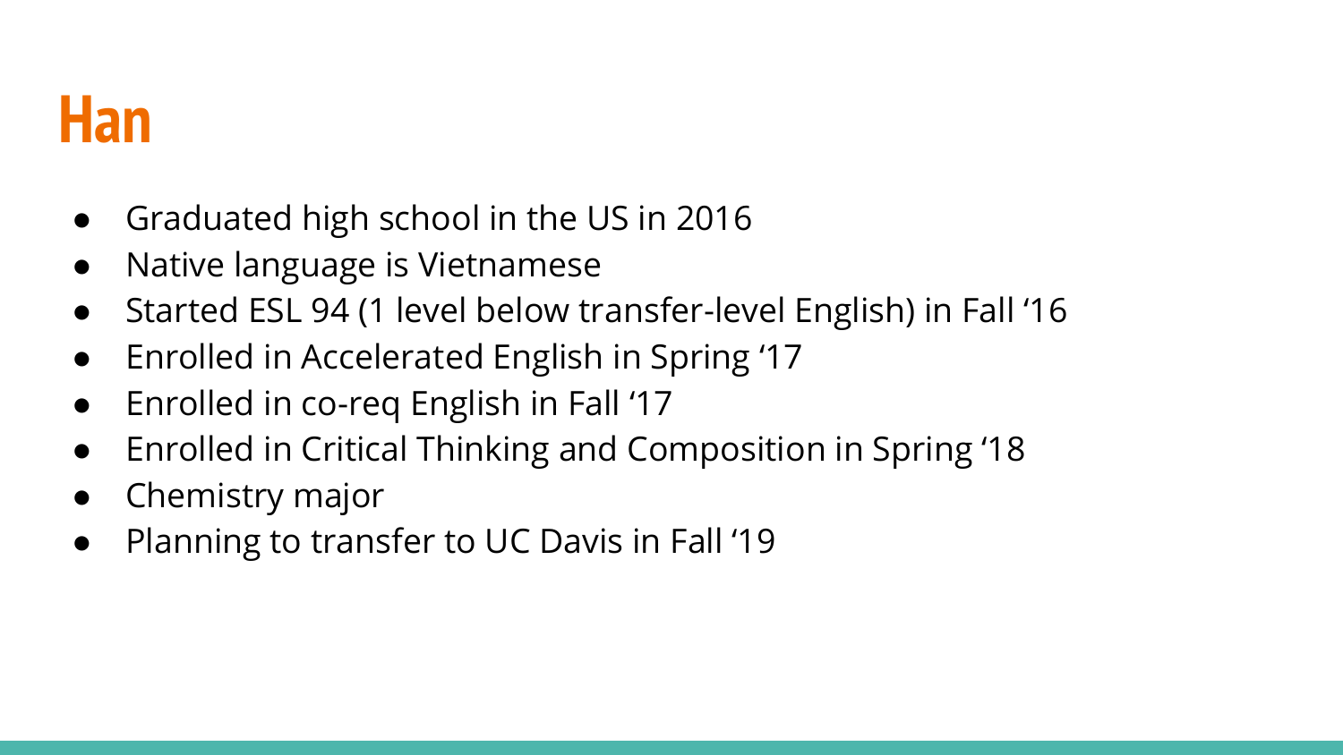# Han

- Graduated high school in the US in 2016
- Native language is Vietnamese
- Started ESL 94 (1 level below transfer-level English) in Fall ‘16
- Enrolled in Accelerated English in Spring ‘17
- Enrolled in co-req English in Fall ‘17
- Enrolled in Critical Thinking and Composition in Spring ‘18
- Chemistry major
- Planning to transfer to UC Davis in Fall ‘19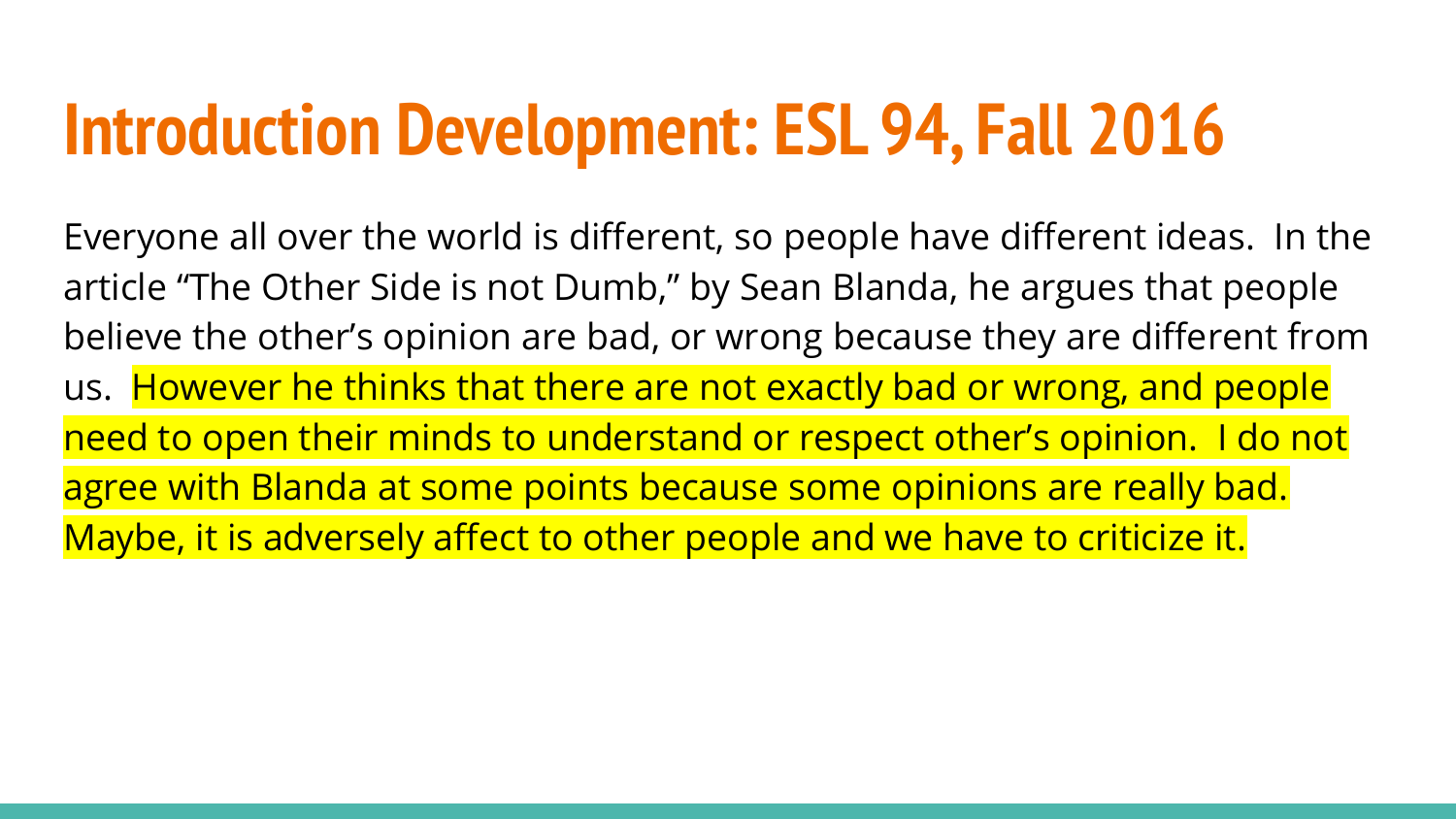# Introduction Development: ESL 94, Fall 2016

Everyone all over the world is different, so people have different ideas. In the article "The Other Side is not Dumb," by Sean Blanda, he argues that people believe the other's opinion are bad, or wrong because they are different from us. However he thinks that there are not exactly bad or wrong, and people need to open their minds to understand or respect other's opinion. I do not agree with Blanda at some points because some opinions are really bad. Maybe, it is adversely affect to other people and we have to criticize it.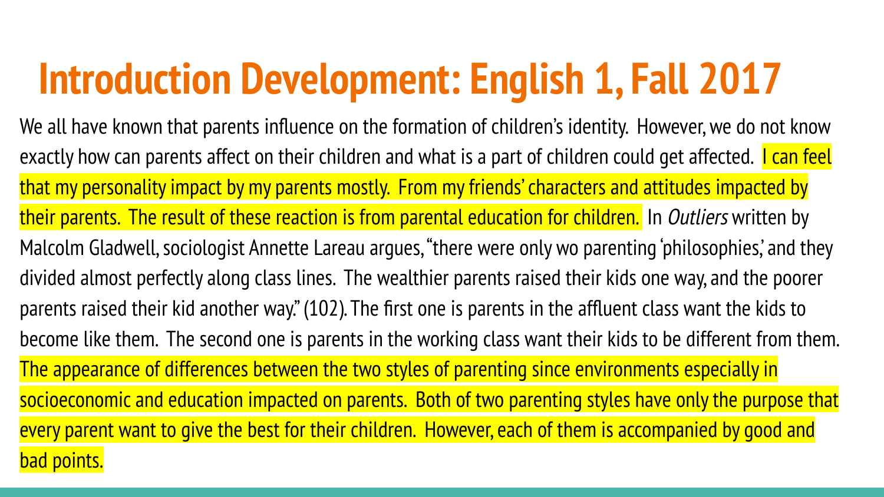# Introduction Development: English 1, Fall 2017

We all have known that parents influence on the formation of children's identity. However, we do not know exactly how can parents affect on their children and what is a part of children could get affected. I can feel that my personality impact by my parents mostly. From my friends' characters and attitudes impacted by their parents. The result of these reaction is from parental education for children. In *Outliers* written by Malcolm Gladwell, sociologist Annette Lareau argues, "there were only wo parenting 'philosophies,' and they divided almost perfectly along class lines. The wealthier parents raised their kids one way, and the poorer parents raised their kid another way." (102). The first one is parents in the affluent class want the kids to become like them. The second one is parents in the working class want their kids to be different from them. The appearance of differences between the two styles of parenting since environments especially in socioeconomic and education impacted on parents. Both of two parenting styles have only the purpose that every parent want to give the best for their children. However, each of them is accompanied by good and bad points.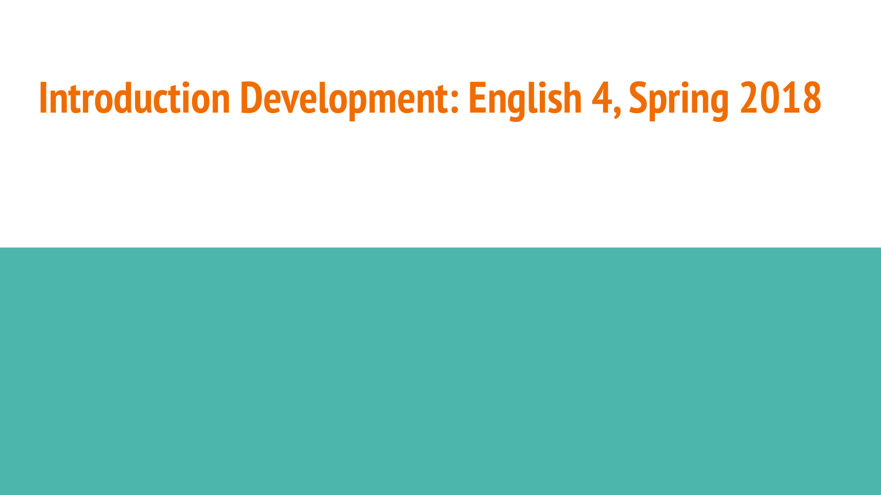# Introduction Development: English 4, Spring 2018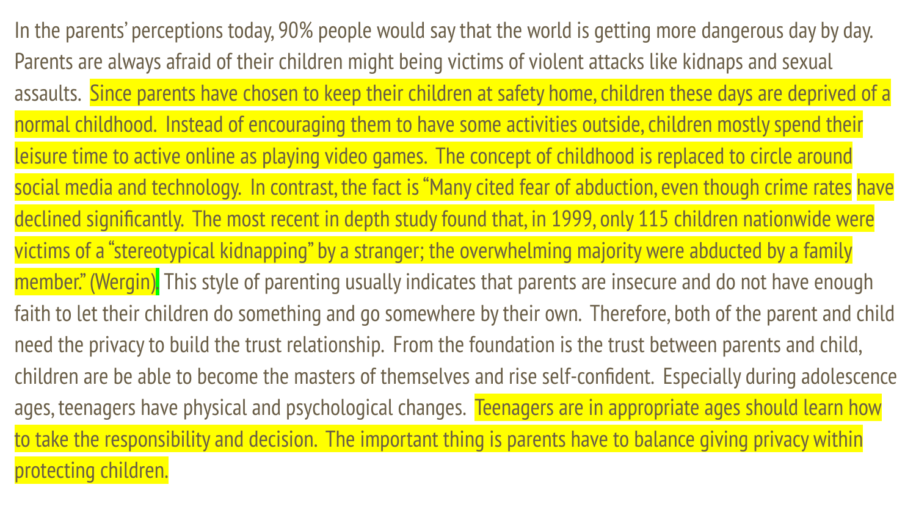In the parents' perceptions today, 90% people would say that the world is getting more dangerous day by day. Parents are always afraid of their children might being victims of violent attacks like kidnaps and sexual assaults. Since parents have chosen to keep their children at safety home, children these days are deprived of a normal childhood. Instead of encouraging them to have some activities outside, children mostly spend their leisure time to active online as playing video games. The concept of childhood is replaced to circle around social media and technology. In contrast, the fact is "Many cited fear of abduction, even though crime rates have declined significantly. The most recent in depth study found that, in 1999, only 115 children nationwide were victims of a "stereotypical kidnapping" by a stranger; the overwhelming majority were abducted by a family member." (Wergin). This style of parenting usually indicates that parents are insecure and do not have enough faith to let their children do something and go somewhere by their own. Therefore, both of the parent and child need the privacy to build the trust relationship. From the foundation is the trust between parents and child, children are be able to become the masters of themselves and rise self-confident. Especially during adolescence ages, teenagers have physical and psychological changes. Teenagers are in appropriate ages should learn how to take the responsibility and decision. The important thing is parents have to balance giving privacy within protecting children.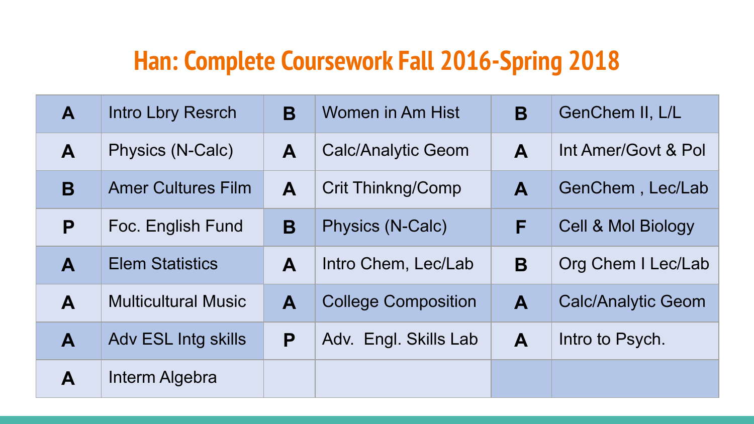# Han: Complete Coursework Fall 2016-Spring 2018

| Grade | Course | Grade | Course | Grade | Course |
|---|---|---|---|---|---|
| A | Intro Lbry Resrch | B | Women in Am Hist | B | GenChem II, L/L |
| A | Physics (N-Calc) | A | Calc/Analytic Geom | A | Int Amer/Govt & Pol |
| B | Amer Cultures Film | A | Crit Thinkng/Comp | A | GenChem , Lec/Lab |
| P | Foc. English Fund | B | Physics (N-Calc) | F | Cell & Mol Biology |
| A | Elem Statistics | A | Intro Chem, Lec/Lab | B | Org Chem I Lec/Lab |
| A | Multicultural Music | A | College Composition | A | Calc/Analytic Geom |
| A | Adv ESL Intg skills | P | Adv. Engl. Skills Lab | A | Intro to Psych. |
| A | Interm Algebra | | | | |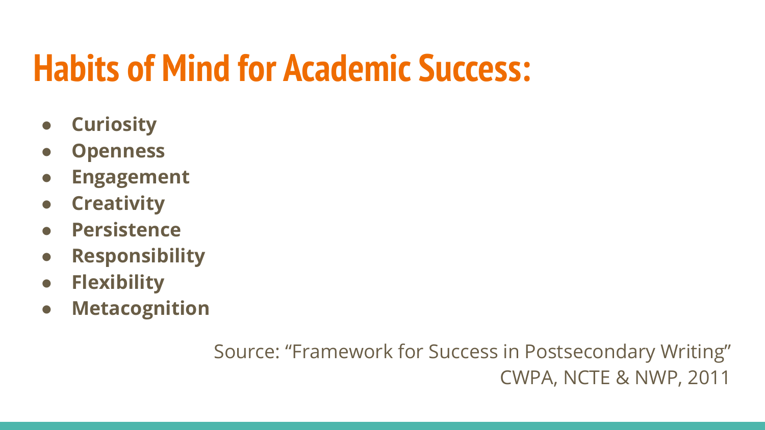# Habits of Mind for Academic Success:

- **Curiosity**
- **Openness**
- **Engagement**
- **Creativity**
- **Persistence**
- **Responsibility**
- **Flexibility**
- **Metacognition**

Source: “Framework for Success in Postsecondary Writing”
CWPA, NCTE & NWP, 2011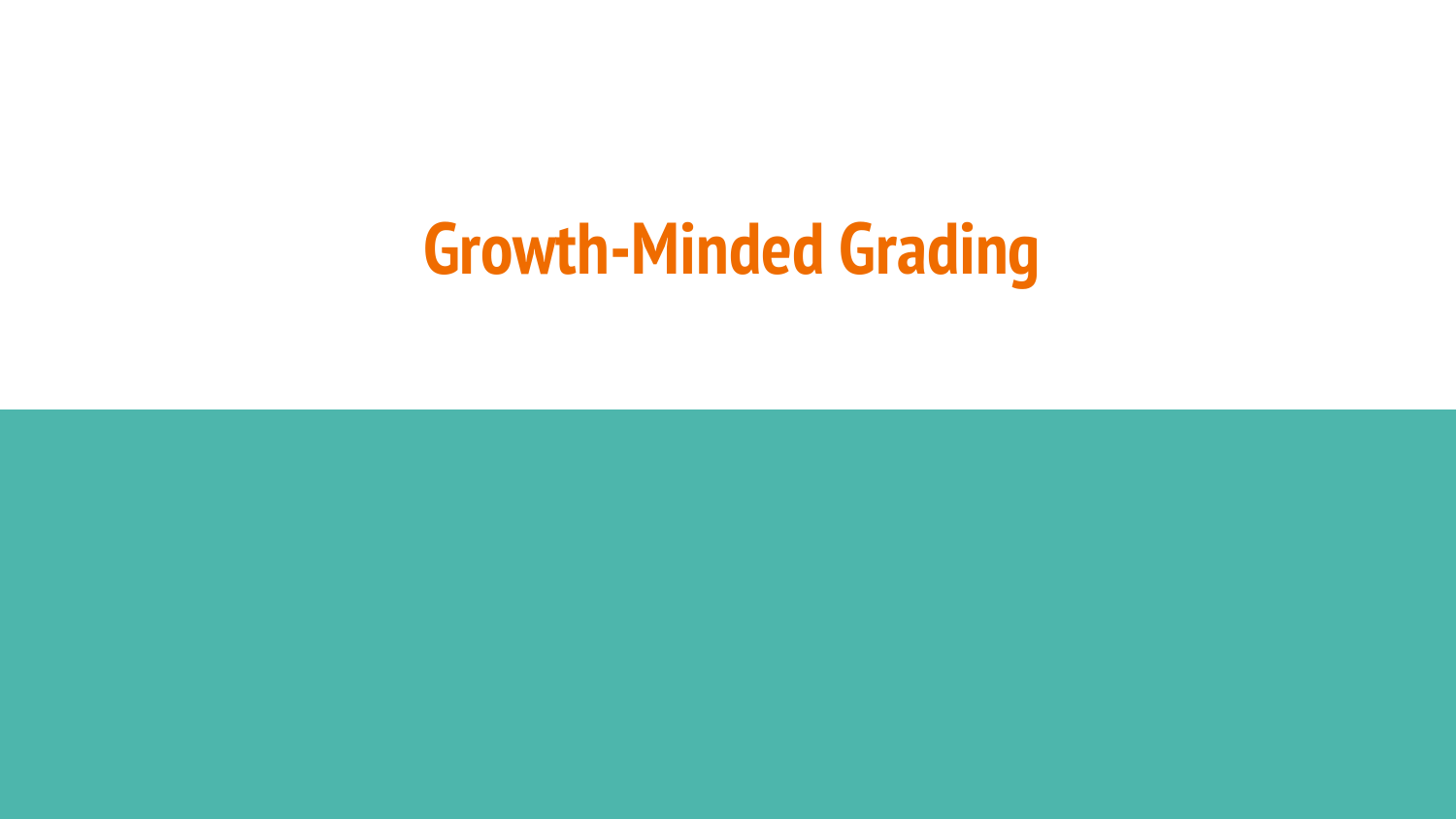# Growth-Minded Grading